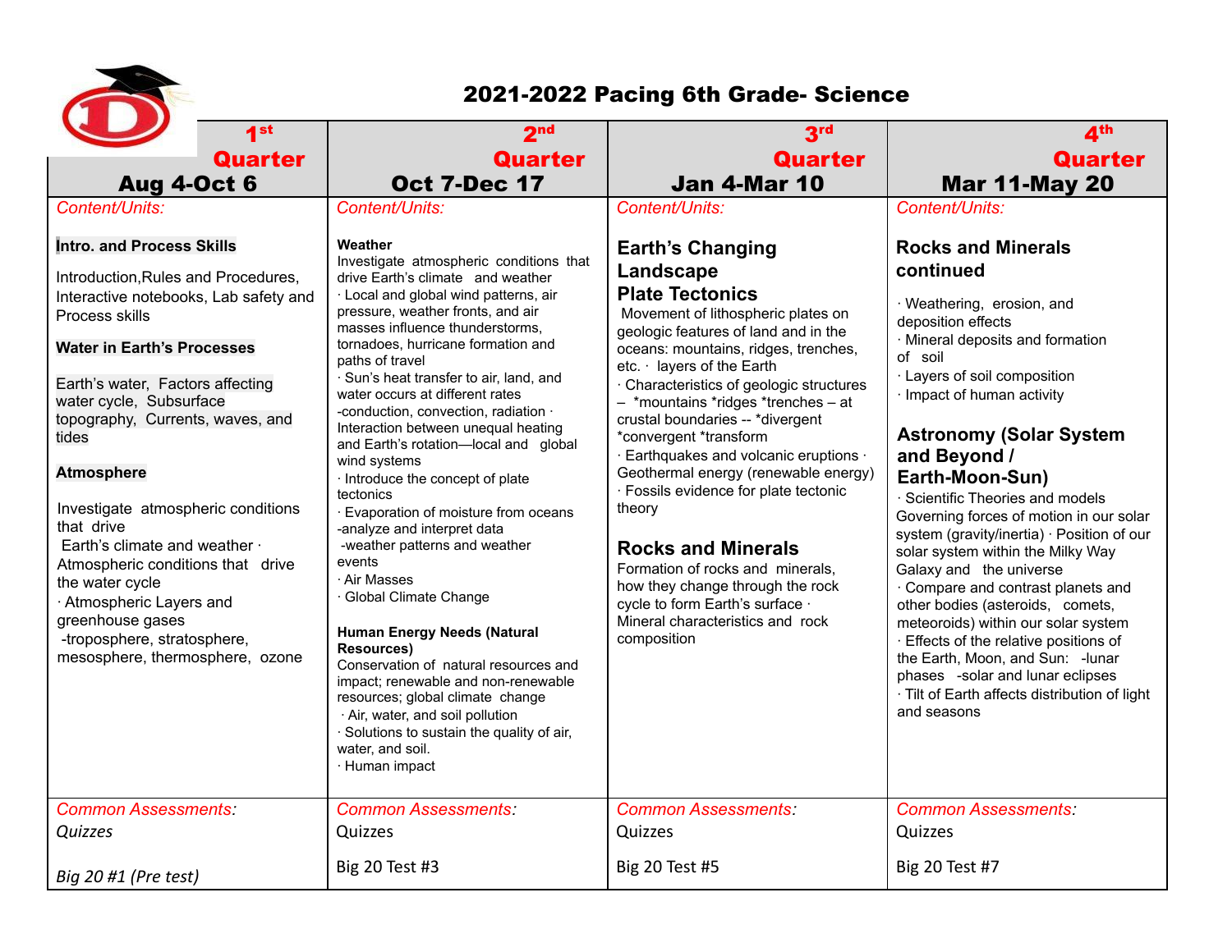# 2021-2022 Pacing 6th Grade- Science

| 1st Quarter Aug 4-Oct 6 | 2nd Quarter Oct 7-Dec 17 | 3rd Quarter Jan 4-Mar 10 | 4th Quarter Mar 11-May 20 |
|---|---|---|---|
| *Content/Units:*<br><br>**Intro. and Process Skills**<br><br>Introduction,Rules and Procedures, Interactive notebooks, Lab safety and Process skills<br><br>**Water in Earth's Processes**<br><br>Earth's water, Factors affecting water cycle, Subsurface topography, Currents, waves, and tides<br><br>**Atmosphere**<br><br>Investigate atmospheric conditions that drive Earth's climate and weather · Atmospheric conditions that drive the water cycle<br>· Atmospheric Layers and greenhouse gases<br>-troposphere, stratosphere, mesosphere, thermosphere, ozone | *Content/Units:*<br><br>**Weather**<br>Investigate atmospheric conditions that drive Earth's climate and weather<br>· Local and global wind patterns, air pressure, weather fronts, and air masses influence thunderstorms, tornadoes, hurricane formation and paths of travel<br>· Sun's heat transfer to air, land, and water occurs at different rates<br>-conduction, convection, radiation · Interaction between unequal heating and Earth's rotation—local and global wind systems<br>· Introduce the concept of plate tectonics<br>· Evaporation of moisture from oceans<br>-analyze and interpret data<br>-weather patterns and weather events<br>· Air Masses<br>· Global Climate Change<br><br>**Human Energy Needs (Natural Resources)**<br>Conservation of natural resources and impact; renewable and non-renewable resources; global climate change<br>· Air, water, and soil pollution<br>· Solutions to sustain the quality of air, water, and soil.<br>· Human impact | *Content/Units:*<br><br>**Earth's Changing Landscape**<br>**Plate Tectonics**<br>Movement of lithospheric plates on geologic features of land and in the oceans: mountains, ridges, trenches, etc. · layers of the Earth<br>· Characteristics of geologic structures – *mountains *ridges *trenches – at crustal boundaries -- *divergent *convergent *transform<br>· Earthquakes and volcanic eruptions · Geothermal energy (renewable energy)<br>· Fossils evidence for plate tectonic theory<br><br>**Rocks and Minerals**<br>Formation of rocks and minerals, how they change through the rock cycle to form Earth's surface · Mineral characteristics and rock composition | *Content/Units:*<br><br>**Rocks and Minerals continued**<br><br>· Weathering, erosion, and deposition effects<br>· Mineral deposits and formation of soil<br>· Layers of soil composition<br>· Impact of human activity<br><br>**Astronomy (Solar System and Beyond / Earth-Moon-Sun)**<br>· Scientific Theories and models Governing forces of motion in our solar system (gravity/inertia) · Position of our solar system within the Milky Way Galaxy and the universe<br>· Compare and contrast planets and other bodies (asteroids, comets, meteoroids) within our solar system<br>· Effects of the relative positions of the Earth, Moon, and Sun: -lunar phases -solar and lunar eclipses<br>· Tilt of Earth affects distribution of light and seasons |
| *Common Assessments:*<br>*Quizzes*<br><br>*Big 20 #1 (Pre test)* | *Common Assessments:*<br>Quizzes<br><br>Big 20 Test #3 | *Common Assessments:*<br>Quizzes<br><br>Big 20 Test #5 | *Common Assessments:*<br>Quizzes<br><br>Big 20 Test #7 |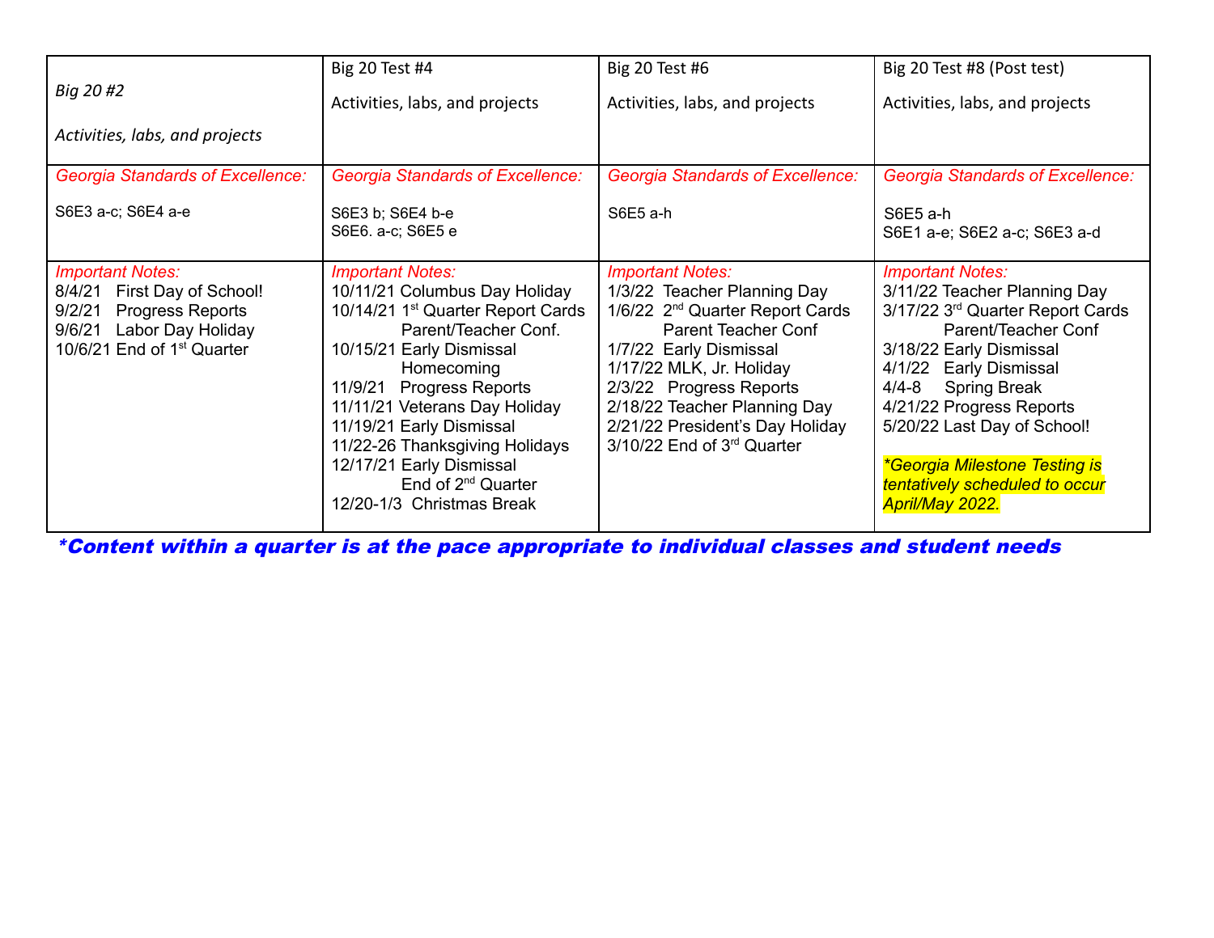| | | | |
|---|---|---|---|
| *Big 20 #2*<br><br>*Activities, labs, and projects* | Big 20 Test #4<br><br>Activities, labs, and projects | Big 20 Test #6<br><br>Activities, labs, and projects | Big 20 Test #8 (Post test)<br><br>Activities, labs, and projects |
| *Georgia Standards of Excellence:*<br><br>S6E3 a-c; S6E4 a-e | *Georgia Standards of Excellence:*<br><br>S6E3 b; S6E4 b-e<br>S6E6. a-c; S6E5 e | *Georgia Standards of Excellence:*<br><br>S6E5 a-h | *Georgia Standards of Excellence:*<br><br>S6E5 a-h<br>S6E1 a-e; S6E2 a-c; S6E3 a-d |
| *Important Notes:*<br>8/4/21 First Day of School!<br>9/2/21 Progress Reports<br>9/6/21 Labor Day Holiday<br>10/6/21 End of 1st Quarter | *Important Notes:*<br>10/11/21 Columbus Day Holiday<br>10/14/21 1st Quarter Report Cards Parent/Teacher Conf.<br>10/15/21 Early Dismissal Homecoming<br>11/9/21 Progress Reports<br>11/11/21 Veterans Day Holiday<br>11/19/21 Early Dismissal<br>11/22-26 Thanksgiving Holidays<br>12/17/21 Early Dismissal End of 2nd Quarter<br>12/20-1/3 Christmas Break | *Important Notes:*<br>1/3/22 Teacher Planning Day<br>1/6/22 2nd Quarter Report Cards Parent Teacher Conf<br>1/7/22 Early Dismissal<br>1/17/22 MLK, Jr. Holiday<br>2/3/22 Progress Reports<br>2/18/22 Teacher Planning Day<br>2/21/22 President's Day Holiday<br>3/10/22 End of 3rd Quarter | *Important Notes:*<br>3/11/22 Teacher Planning Day<br>3/17/22 3rd Quarter Report Cards Parent/Teacher Conf<br>3/18/22 Early Dismissal<br>4/1/22 Early Dismissal<br>4/4-8 Spring Break<br>4/21/22 Progress Reports<br>5/20/22 Last Day of School!<br><br>*\*Georgia Milestone Testing is tentatively scheduled to occur April/May 2022.* |

***Content within a quarter is at the pace appropriate to individual classes and student needs**